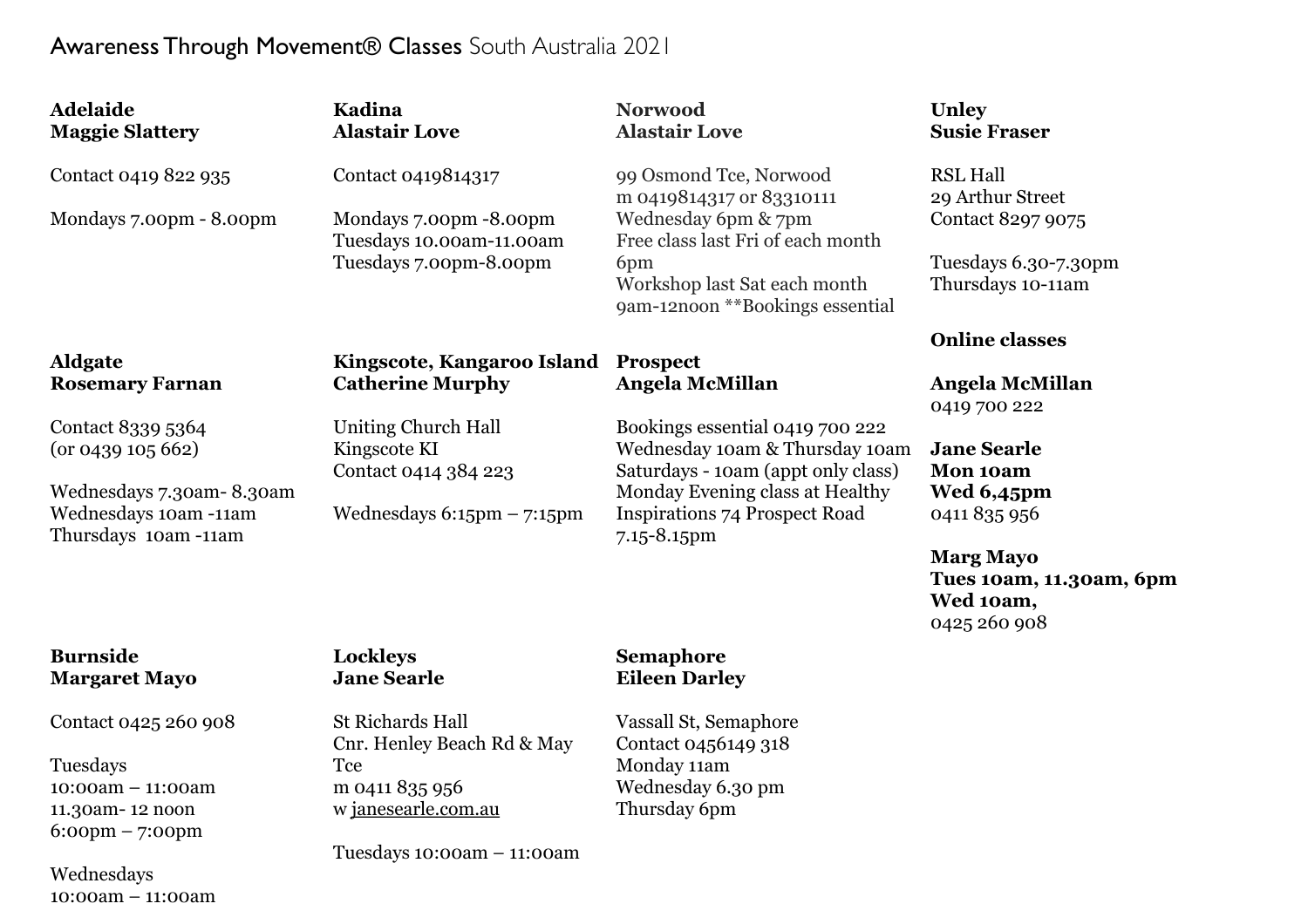# Awareness Through Movement® Classes South Australia 2021

**Adelaide**
**Maggie Slattery**

Contact 0419 822 935

Mondays 7.00pm - 8.00pm

**Aldgate**
**Rosemary Farnan**

Contact 8339 5364
(or 0439 105 662)

Wednesdays 7.30am- 8.30am
Wednesdays 10am -11am
Thursdays 10am -11am

**Burnside**
**Margaret Mayo**

Contact 0425 260 908

Tuesdays
10:00am – 11:00am
11.30am- 12 noon
6:00pm – 7:00pm

Wednesdays
10:00am – 11:00am

**Kadina**
**Alastair Love**

Contact 0419814317

Mondays 7.00pm -8.00pm
Tuesdays 10.00am-11.00am
Tuesdays 7.00pm-8.00pm

**Kingscote, Kangaroo Island**
**Catherine Murphy**

Uniting Church Hall
Kingscote KI
Contact 0414 384 223

Wednesdays 6:15pm – 7:15pm

**Lockleys**
**Jane Searle**

St Richards Hall
Cnr. Henley Beach Rd & May Tce
m 0411 835 956
w janesearle.com.au

Tuesdays 10:00am – 11:00am

**Norwood**
**Alastair Love**

99 Osmond Tce, Norwood
m 0419814317 or 83310111
Wednesday 6pm & 7pm
Free class last Fri of each month 6pm
Workshop last Sat each month 9am-12noon **Bookings essential

**Prospect**
**Angela McMillan**

Bookings essential 0419 700 222
Wednesday 10am & Thursday 10am
Saturdays - 10am (appt only class)
Monday Evening class at Healthy Inspirations 74 Prospect Road 7.15-8.15pm

**Semaphore**
**Eileen Darley**

Vassall St, Semaphore
Contact 0456149 318
Monday 11am
Wednesday 6.30 pm
Thursday 6pm

**Unley**
**Susie Fraser**

RSL Hall
29 Arthur Street
Contact 8297 9075

Tuesdays 6.30-7.30pm
Thursdays 10-11am

**Online classes**

**Angela McMillan**
0419 700 222

**Jane Searle**
**Mon 10am**
**Wed 6,45pm**
0411 835 956

**Marg Mayo**
**Tues 10am, 11.30am, 6pm**
**Wed 10am,**
0425 260 908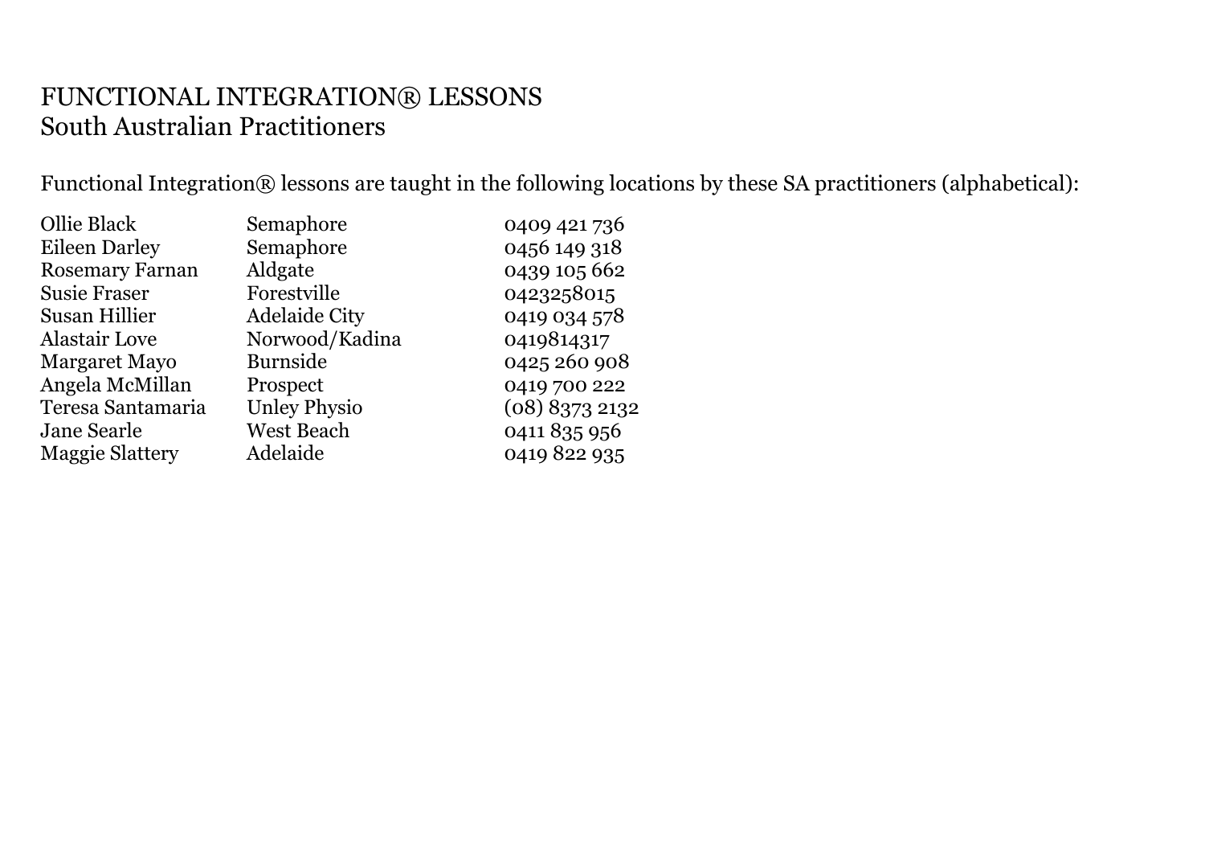# FUNCTIONAL INTEGRATION® LESSONS
## South Australian Practitioners

Functional Integration® lessons are taught in the following locations by these SA practitioners (alphabetical):

| | | |
|---|---|---|
| Ollie Black | Semaphore | 0409 421 736 |
| Eileen Darley | Semaphore | 0456 149 318 |
| Rosemary Farnan | Aldgate | 0439 105 662 |
| Susie Fraser | Forestville | 0423258015 |
| Susan Hillier | Adelaide City | 0419 034 578 |
| Alastair Love | Norwood/Kadina | 0419814317 |
| Margaret Mayo | Burnside | 0425 260 908 |
| Angela McMillan | Prospect | 0419 700 222 |
| Teresa Santamaria | Unley Physio | (08) 8373 2132 |
| Jane Searle | West Beach | 0411 835 956 |
| Maggie Slattery | Adelaide | 0419 822 935 |